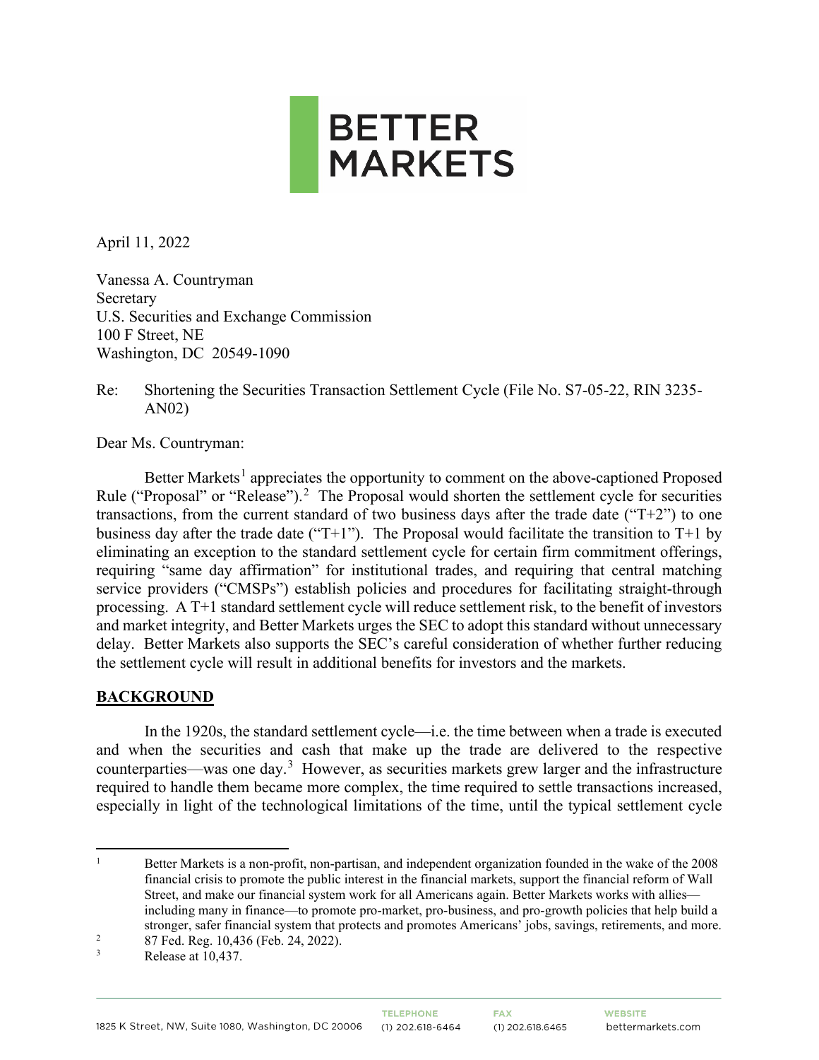# BETTER MARKETS

April 11, 2022

Vanessa A. Countryman
Secretary
U.S. Securities and Exchange Commission
100 F Street, NE
Washington, DC 20549-1090

Re: Shortening the Securities Transaction Settlement Cycle (File No. S7-05-22, RIN 3235-AN02)

Dear Ms. Countryman:

Better Markets[1] appreciates the opportunity to comment on the above-captioned Proposed Rule ("Proposal" or "Release").[2] The Proposal would shorten the settlement cycle for securities transactions, from the current standard of two business days after the trade date ("T+2") to one business day after the trade date ("T+1"). The Proposal would facilitate the transition to T+1 by eliminating an exception to the standard settlement cycle for certain firm commitment offerings, requiring "same day affirmation" for institutional trades, and requiring that central matching service providers ("CMSPs") establish policies and procedures for facilitating straight-through processing. A T+1 standard settlement cycle will reduce settlement risk, to the benefit of investors and market integrity, and Better Markets urges the SEC to adopt this standard without unnecessary delay. Better Markets also supports the SEC's careful consideration of whether further reducing the settlement cycle will result in additional benefits for investors and the markets.

## BACKGROUND

In the 1920s, the standard settlement cycle—i.e. the time between when a trade is executed and when the securities and cash that make up the trade are delivered to the respective counterparties—was one day.[3] However, as securities markets grew larger and the infrastructure required to handle them became more complex, the time required to settle transactions increased, especially in light of the technological limitations of the time, until the typical settlement cycle

---

[1] Better Markets is a non-profit, non-partisan, and independent organization founded in the wake of the 2008 financial crisis to promote the public interest in the financial markets, support the financial reform of Wall Street, and make our financial system work for all Americans again. Better Markets works with allies—including many in finance—to promote pro-market, pro-business, and pro-growth policies that help build a stronger, safer financial system that protects and promotes Americans' jobs, savings, retirements, and more.

[2] 87 Fed. Reg. 10,436 (Feb. 24, 2022).

[3] Release at 10,437.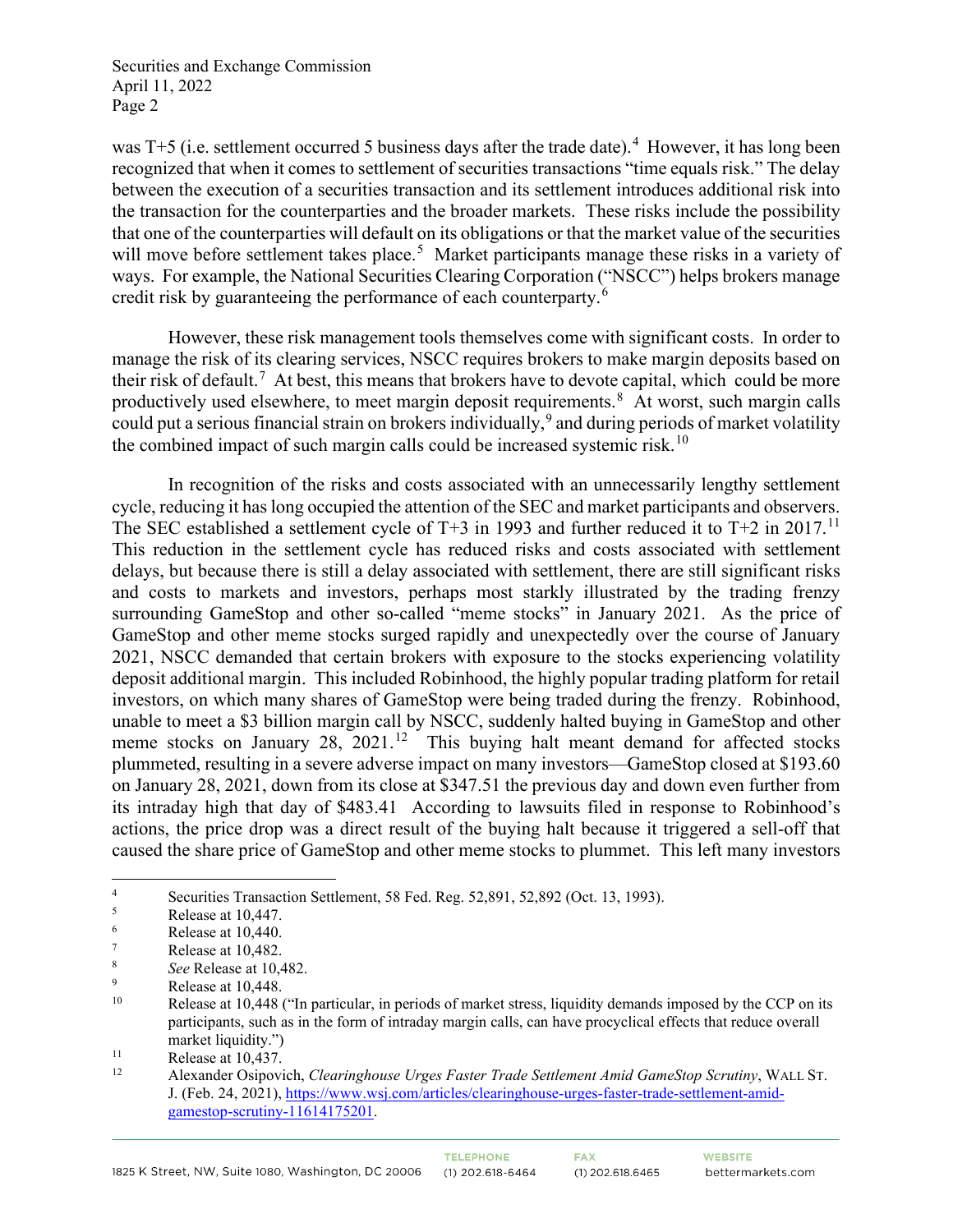was T+5 (i.e. settlement occurred 5 business days after the trade date).[4] However, it has long been recognized that when it comes to settlement of securities transactions "time equals risk." The delay between the execution of a securities transaction and its settlement introduces additional risk into the transaction for the counterparties and the broader markets. These risks include the possibility that one of the counterparties will default on its obligations or that the market value of the securities will move before settlement takes place.[5] Market participants manage these risks in a variety of ways. For example, the National Securities Clearing Corporation ("NSCC") helps brokers manage credit risk by guaranteeing the performance of each counterparty.[6]

However, these risk management tools themselves come with significant costs. In order to manage the risk of its clearing services, NSCC requires brokers to make margin deposits based on their risk of default.[7] At best, this means that brokers have to devote capital, which could be more productively used elsewhere, to meet margin deposit requirements.[8] At worst, such margin calls could put a serious financial strain on brokers individually,[9] and during periods of market volatility the combined impact of such margin calls could be increased systemic risk.[10]

In recognition of the risks and costs associated with an unnecessarily lengthy settlement cycle, reducing it has long occupied the attention of the SEC and market participants and observers. The SEC established a settlement cycle of T+3 in 1993 and further reduced it to T+2 in 2017.[11] This reduction in the settlement cycle has reduced risks and costs associated with settlement delays, but because there is still a delay associated with settlement, there are still significant risks and costs to markets and investors, perhaps most starkly illustrated by the trading frenzy surrounding GameStop and other so-called "meme stocks" in January 2021. As the price of GameStop and other meme stocks surged rapidly and unexpectedly over the course of January 2021, NSCC demanded that certain brokers with exposure to the stocks experiencing volatility deposit additional margin. This included Robinhood, the highly popular trading platform for retail investors, on which many shares of GameStop were being traded during the frenzy. Robinhood, unable to meet a $3 billion margin call by NSCC, suddenly halted buying in GameStop and other meme stocks on January 28, 2021.[12] This buying halt meant demand for affected stocks plummeted, resulting in a severe adverse impact on many investors—GameStop closed at $193.60 on January 28, 2021, down from its close at $347.51 the previous day and down even further from its intraday high that day of $483.41 According to lawsuits filed in response to Robinhood's actions, the price drop was a direct result of the buying halt because it triggered a sell-off that caused the share price of GameStop and other meme stocks to plummet. This left many investors

---

[4] Securities Transaction Settlement, 58 Fed. Reg. 52,891, 52,892 (Oct. 13, 1993).

[5] Release at 10,447.

[6] Release at 10,440.

[7] Release at 10,482.

[8] *See* Release at 10,482.

[9] Release at 10,448.

[10] Release at 10,448 ("In particular, in periods of market stress, liquidity demands imposed by the CCP on its participants, such as in the form of intraday margin calls, can have procyclical effects that reduce overall market liquidity.")

[11] Release at 10,437.

[12] Alexander Osipovich, *Clearinghouse Urges Faster Trade Settlement Amid GameStop Scrutiny*, WALL ST. J. (Feb. 24, 2021), https://www.wsj.com/articles/clearinghouse-urges-faster-trade-settlement-amid-gamestop-scrutiny-11614175201.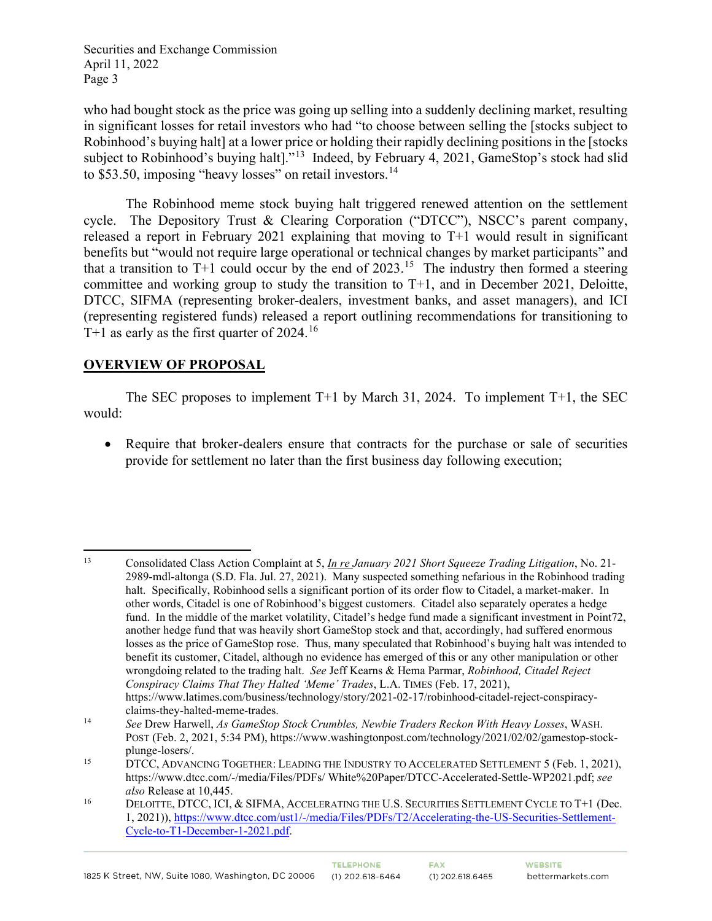who had bought stock as the price was going up selling into a suddenly declining market, resulting in significant losses for retail investors who had "to choose between selling the [stocks subject to Robinhood's buying halt] at a lower price or holding their rapidly declining positions in the [stocks subject to Robinhood's buying halt]."[13] Indeed, by February 4, 2021, GameStop's stock had slid to $53.50, imposing "heavy losses" on retail investors.[14]

The Robinhood meme stock buying halt triggered renewed attention on the settlement cycle. The Depository Trust & Clearing Corporation ("DTCC"), NSCC's parent company, released a report in February 2021 explaining that moving to T+1 would result in significant benefits but "would not require large operational or technical changes by market participants" and that a transition to T+1 could occur by the end of 2023.[15] The industry then formed a steering committee and working group to study the transition to T+1, and in December 2021, Deloitte, DTCC, SIFMA (representing broker-dealers, investment banks, and asset managers), and ICI (representing registered funds) released a report outlining recommendations for transitioning to T+1 as early as the first quarter of 2024.[16]

## OVERVIEW OF PROPOSAL

The SEC proposes to implement T+1 by March 31, 2024. To implement T+1, the SEC would:

- Require that broker-dealers ensure that contracts for the purchase or sale of securities provide for settlement no later than the first business day following execution;

---

[13] Consolidated Class Action Complaint at 5, *In re January 2021 Short Squeeze Trading Litigation*, No. 21-2989-mdl-altonga (S.D. Fla. Jul. 27, 2021). Many suspected something nefarious in the Robinhood trading halt. Specifically, Robinhood sells a significant portion of its order flow to Citadel, a market-maker. In other words, Citadel is one of Robinhood's biggest customers. Citadel also separately operates a hedge fund. In the middle of the market volatility, Citadel's hedge fund made a significant investment in Point72, another hedge fund that was heavily short GameStop stock and that, accordingly, had suffered enormous losses as the price of GameStop rose. Thus, many speculated that Robinhood's buying halt was intended to benefit its customer, Citadel, although no evidence has emerged of this or any other manipulation or other wrongdoing related to the trading halt. *See* Jeff Kearns & Hema Parmar, *Robinhood, Citadel Reject Conspiracy Claims That They Halted 'Meme' Trades*, L.A. TIMES (Feb. 17, 2021), https://www.latimes.com/business/technology/story/2021-02-17/robinhood-citadel-reject-conspiracy-claims-they-halted-meme-trades.

[14] *See* Drew Harwell, *As GameStop Stock Crumbles, Newbie Traders Reckon With Heavy Losses*, WASH. POST (Feb. 2, 2021, 5:34 PM), https://www.washingtonpost.com/technology/2021/02/02/gamestop-stock-plunge-losers/.

[15] DTCC, ADVANCING TOGETHER: LEADING THE INDUSTRY TO ACCELERATED SETTLEMENT 5 (Feb. 1, 2021), https://www.dtcc.com/-/media/Files/PDFs/ White%20Paper/DTCC-Accelerated-Settle-WP2021.pdf; *see also* Release at 10,445.

[16] DELOITTE, DTCC, ICI, & SIFMA, ACCELERATING THE U.S. SECURITIES SETTLEMENT CYCLE TO T+1 (Dec. 1, 2021)), https://www.dtcc.com/ust1/-/media/Files/PDFs/T2/Accelerating-the-US-Securities-Settlement-Cycle-to-T1-December-1-2021.pdf.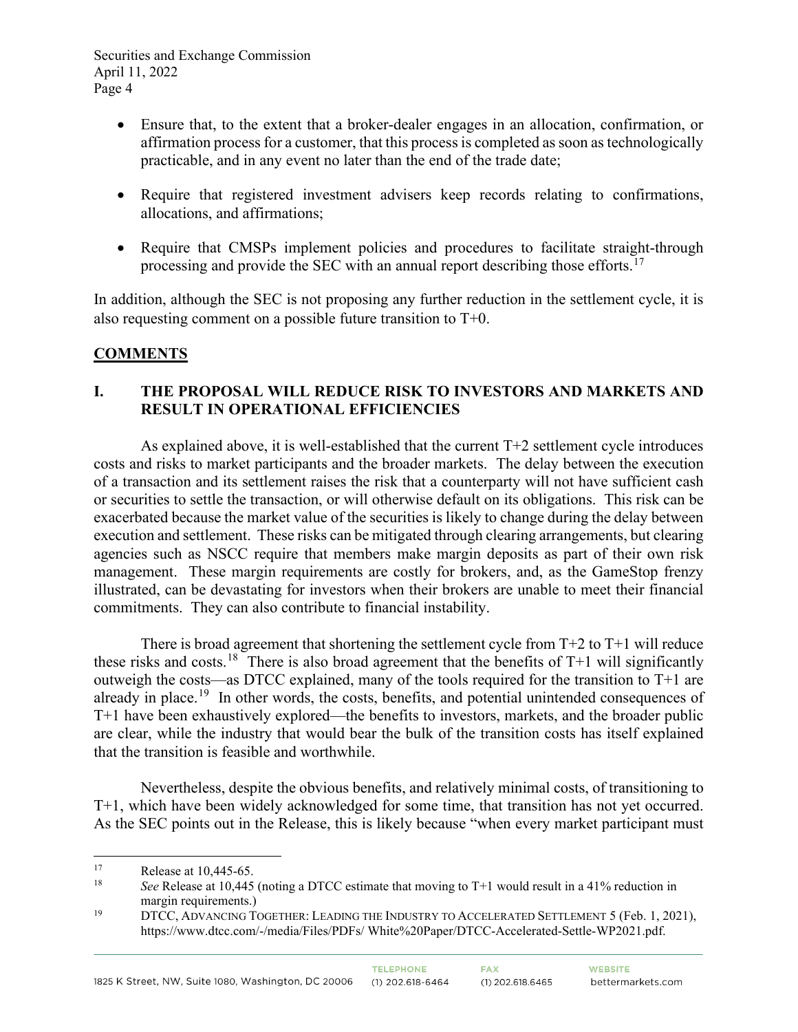- Ensure that, to the extent that a broker-dealer engages in an allocation, confirmation, or affirmation process for a customer, that this process is completed as soon as technologically practicable, and in any event no later than the end of the trade date;
- Require that registered investment advisers keep records relating to confirmations, allocations, and affirmations;
- Require that CMSPs implement policies and procedures to facilitate straight-through processing and provide the SEC with an annual report describing those efforts.[17]

In addition, although the SEC is not proposing any further reduction in the settlement cycle, it is also requesting comment on a possible future transition to T+0.

## COMMENTS

### I. THE PROPOSAL WILL REDUCE RISK TO INVESTORS AND MARKETS AND RESULT IN OPERATIONAL EFFICIENCIES

As explained above, it is well-established that the current T+2 settlement cycle introduces costs and risks to market participants and the broader markets. The delay between the execution of a transaction and its settlement raises the risk that a counterparty will not have sufficient cash or securities to settle the transaction, or will otherwise default on its obligations. This risk can be exacerbated because the market value of the securities is likely to change during the delay between execution and settlement. These risks can be mitigated through clearing arrangements, but clearing agencies such as NSCC require that members make margin deposits as part of their own risk management. These margin requirements are costly for brokers, and, as the GameStop frenzy illustrated, can be devastating for investors when their brokers are unable to meet their financial commitments. They can also contribute to financial instability.

There is broad agreement that shortening the settlement cycle from T+2 to T+1 will reduce these risks and costs.[18] There is also broad agreement that the benefits of T+1 will significantly outweigh the costs—as DTCC explained, many of the tools required for the transition to T+1 are already in place.[19] In other words, the costs, benefits, and potential unintended consequences of T+1 have been exhaustively explored—the benefits to investors, markets, and the broader public are clear, while the industry that would bear the bulk of the transition costs has itself explained that the transition is feasible and worthwhile.

Nevertheless, despite the obvious benefits, and relatively minimal costs, of transitioning to T+1, which have been widely acknowledged for some time, that transition has not yet occurred. As the SEC points out in the Release, this is likely because "when every market participant must

---

[17] Release at 10,445-65.

[18] *See* Release at 10,445 (noting a DTCC estimate that moving to T+1 would result in a 41% reduction in margin requirements.)

[19] DTCC, ADVANCING TOGETHER: LEADING THE INDUSTRY TO ACCELERATED SETTLEMENT 5 (Feb. 1, 2021), https://www.dtcc.com/-/media/Files/PDFs/ White%20Paper/DTCC-Accelerated-Settle-WP2021.pdf.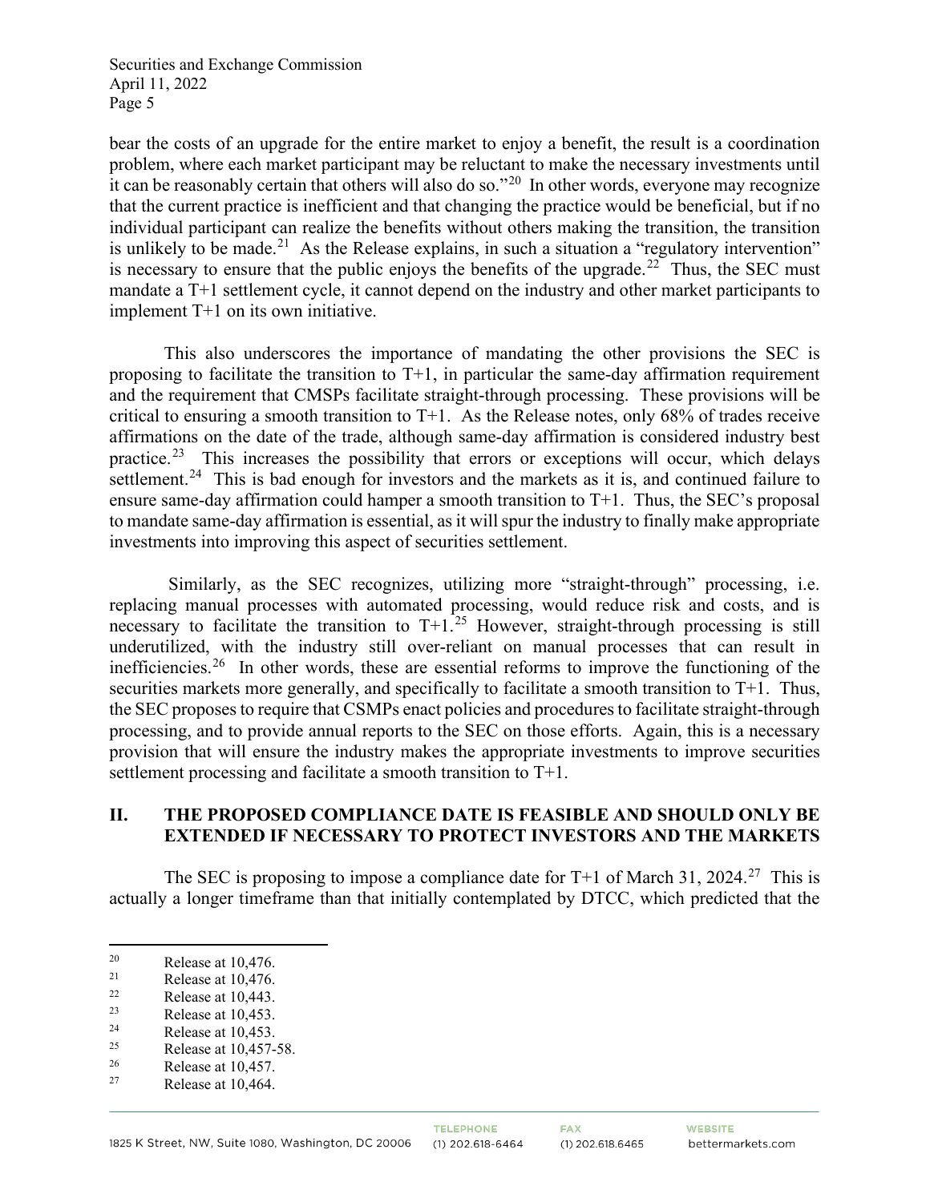bear the costs of an upgrade for the entire market to enjoy a benefit, the result is a coordination problem, where each market participant may be reluctant to make the necessary investments until it can be reasonably certain that others will also do so."[20] In other words, everyone may recognize that the current practice is inefficient and that changing the practice would be beneficial, but if no individual participant can realize the benefits without others making the transition, the transition is unlikely to be made.[21] As the Release explains, in such a situation a "regulatory intervention" is necessary to ensure that the public enjoys the benefits of the upgrade.[22] Thus, the SEC must mandate a T+1 settlement cycle, it cannot depend on the industry and other market participants to implement T+1 on its own initiative.

This also underscores the importance of mandating the other provisions the SEC is proposing to facilitate the transition to T+1, in particular the same-day affirmation requirement and the requirement that CMSPs facilitate straight-through processing. These provisions will be critical to ensuring a smooth transition to T+1. As the Release notes, only 68% of trades receive affirmations on the date of the trade, although same-day affirmation is considered industry best practice.[23] This increases the possibility that errors or exceptions will occur, which delays settlement.[24] This is bad enough for investors and the markets as it is, and continued failure to ensure same-day affirmation could hamper a smooth transition to T+1. Thus, the SEC's proposal to mandate same-day affirmation is essential, as it will spur the industry to finally make appropriate investments into improving this aspect of securities settlement.

Similarly, as the SEC recognizes, utilizing more "straight-through" processing, i.e. replacing manual processes with automated processing, would reduce risk and costs, and is necessary to facilitate the transition to T+1.[25] However, straight-through processing is still underutilized, with the industry still over-reliant on manual processes that can result in inefficiencies.[26] In other words, these are essential reforms to improve the functioning of the securities markets more generally, and specifically to facilitate a smooth transition to T+1. Thus, the SEC proposes to require that CSMPs enact policies and procedures to facilitate straight-through processing, and to provide annual reports to the SEC on those efforts. Again, this is a necessary provision that will ensure the industry makes the appropriate investments to improve securities settlement processing and facilitate a smooth transition to T+1.

## II. THE PROPOSED COMPLIANCE DATE IS FEASIBLE AND SHOULD ONLY BE EXTENDED IF NECESSARY TO PROTECT INVESTORS AND THE MARKETS

The SEC is proposing to impose a compliance date for T+1 of March 31, 2024.[27] This is actually a longer timeframe than that initially contemplated by DTCC, which predicted that the

---

[20] Release at 10,476.

[21] Release at 10,476.

[22] Release at 10,443.

[23] Release at 10,453.

[24] Release at 10,453.

[25] Release at 10,457-58.

[26] Release at 10,457.

[27] Release at 10,464.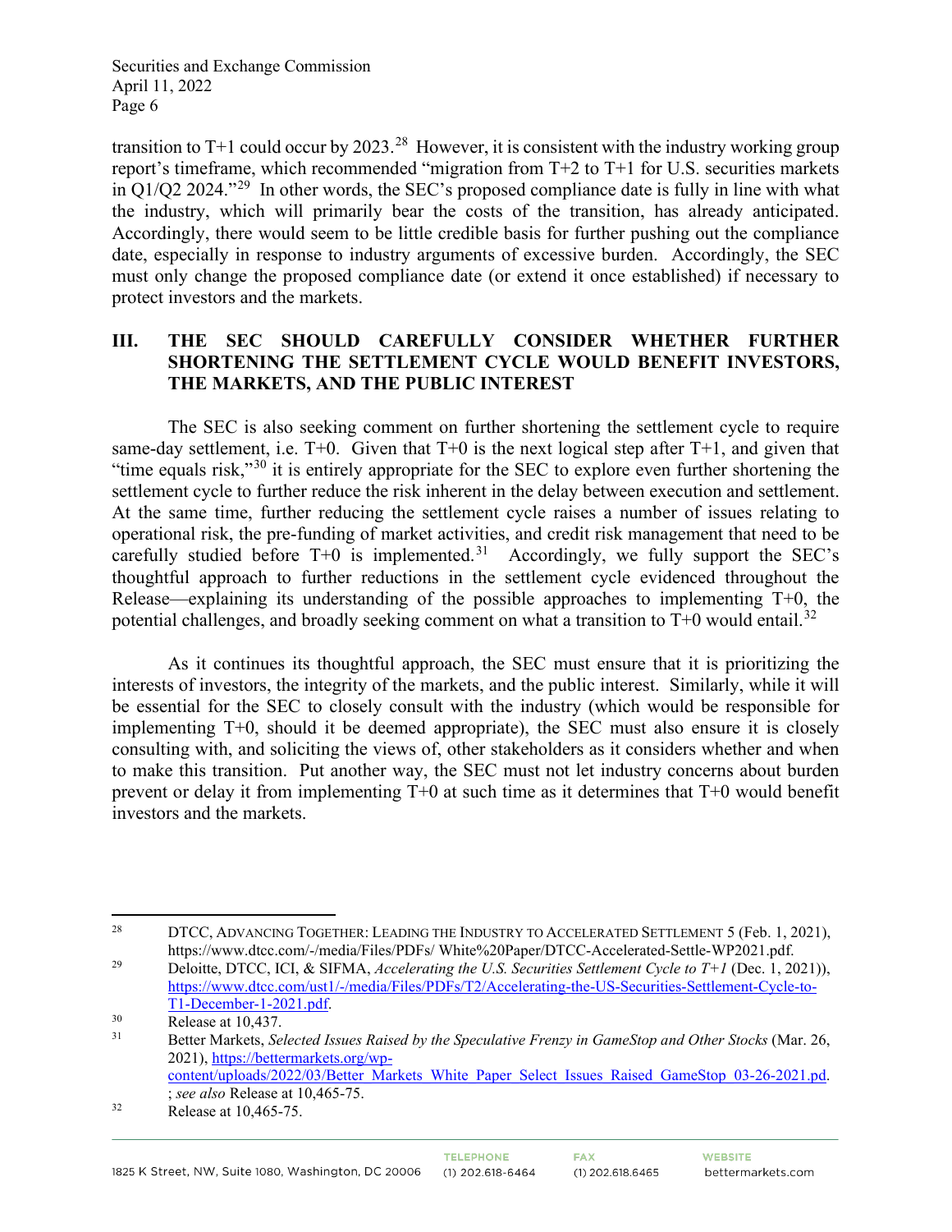transition to T+1 could occur by 2023.[28] However, it is consistent with the industry working group report's timeframe, which recommended "migration from T+2 to T+1 for U.S. securities markets in Q1/Q2 2024."[29] In other words, the SEC's proposed compliance date is fully in line with what the industry, which will primarily bear the costs of the transition, has already anticipated. Accordingly, there would seem to be little credible basis for further pushing out the compliance date, especially in response to industry arguments of excessive burden. Accordingly, the SEC must only change the proposed compliance date (or extend it once established) if necessary to protect investors and the markets.

## III. THE SEC SHOULD CAREFULLY CONSIDER WHETHER FURTHER SHORTENING THE SETTLEMENT CYCLE WOULD BENEFIT INVESTORS, THE MARKETS, AND THE PUBLIC INTEREST

The SEC is also seeking comment on further shortening the settlement cycle to require same-day settlement, i.e. T+0. Given that T+0 is the next logical step after T+1, and given that "time equals risk,"[30] it is entirely appropriate for the SEC to explore even further shortening the settlement cycle to further reduce the risk inherent in the delay between execution and settlement. At the same time, further reducing the settlement cycle raises a number of issues relating to operational risk, the pre-funding of market activities, and credit risk management that need to be carefully studied before T+0 is implemented.[31] Accordingly, we fully support the SEC's thoughtful approach to further reductions in the settlement cycle evidenced throughout the Release—explaining its understanding of the possible approaches to implementing T+0, the potential challenges, and broadly seeking comment on what a transition to T+0 would entail.[32]

As it continues its thoughtful approach, the SEC must ensure that it is prioritizing the interests of investors, the integrity of the markets, and the public interest. Similarly, while it will be essential for the SEC to closely consult with the industry (which would be responsible for implementing T+0, should it be deemed appropriate), the SEC must also ensure it is closely consulting with, and soliciting the views of, other stakeholders as it considers whether and when to make this transition. Put another way, the SEC must not let industry concerns about burden prevent or delay it from implementing T+0 at such time as it determines that T+0 would benefit investors and the markets.

---

[28] DTCC, ADVANCING TOGETHER: LEADING THE INDUSTRY TO ACCELERATED SETTLEMENT 5 (Feb. 1, 2021), https://www.dtcc.com/-/media/Files/PDFs/ White%20Paper/DTCC-Accelerated-Settle-WP2021.pdf.

[29] Deloitte, DTCC, ICI, & SIFMA, *Accelerating the U.S. Securities Settlement Cycle to T+1* (Dec. 1, 2021)), https://www.dtcc.com/ust1/-/media/Files/PDFs/T2/Accelerating-the-US-Securities-Settlement-Cycle-to-T1-December-1-2021.pdf.

[30] Release at 10,437.

[31] Better Markets, *Selected Issues Raised by the Speculative Frenzy in GameStop and Other Stocks* (Mar. 26, 2021), https://bettermarkets.org/wp-content/uploads/2022/03/Better_Markets_White_Paper_Select_Issues_Raised_GameStop_03-26-2021.pd. ; *see also* Release at 10,465-75.

[32] Release at 10,465-75.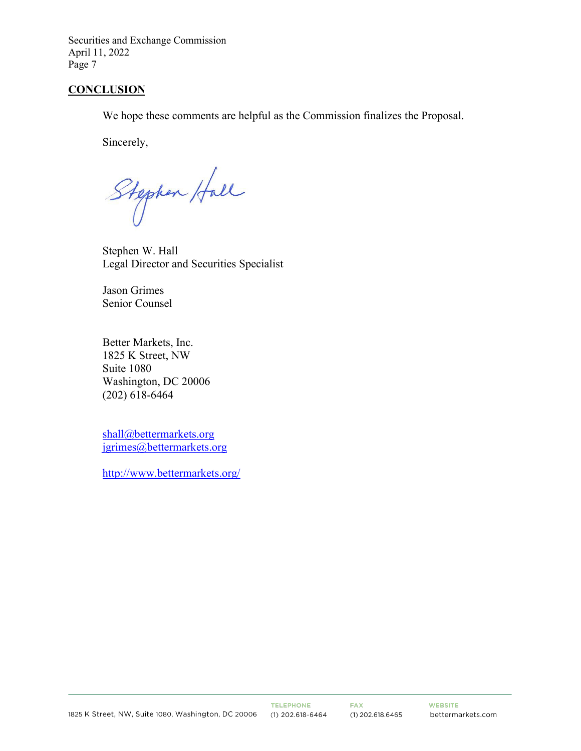## CONCLUSION

We hope these comments are helpful as the Commission finalizes the Proposal.

Sincerely,

Stephen W. Hall
Legal Director and Securities Specialist

Jason Grimes
Senior Counsel

Better Markets, Inc.
1825 K Street, NW
Suite 1080
Washington, DC 20006
(202) 618-6464

shall@bettermarkets.org
jgrimes@bettermarkets.org

http://www.bettermarkets.org/